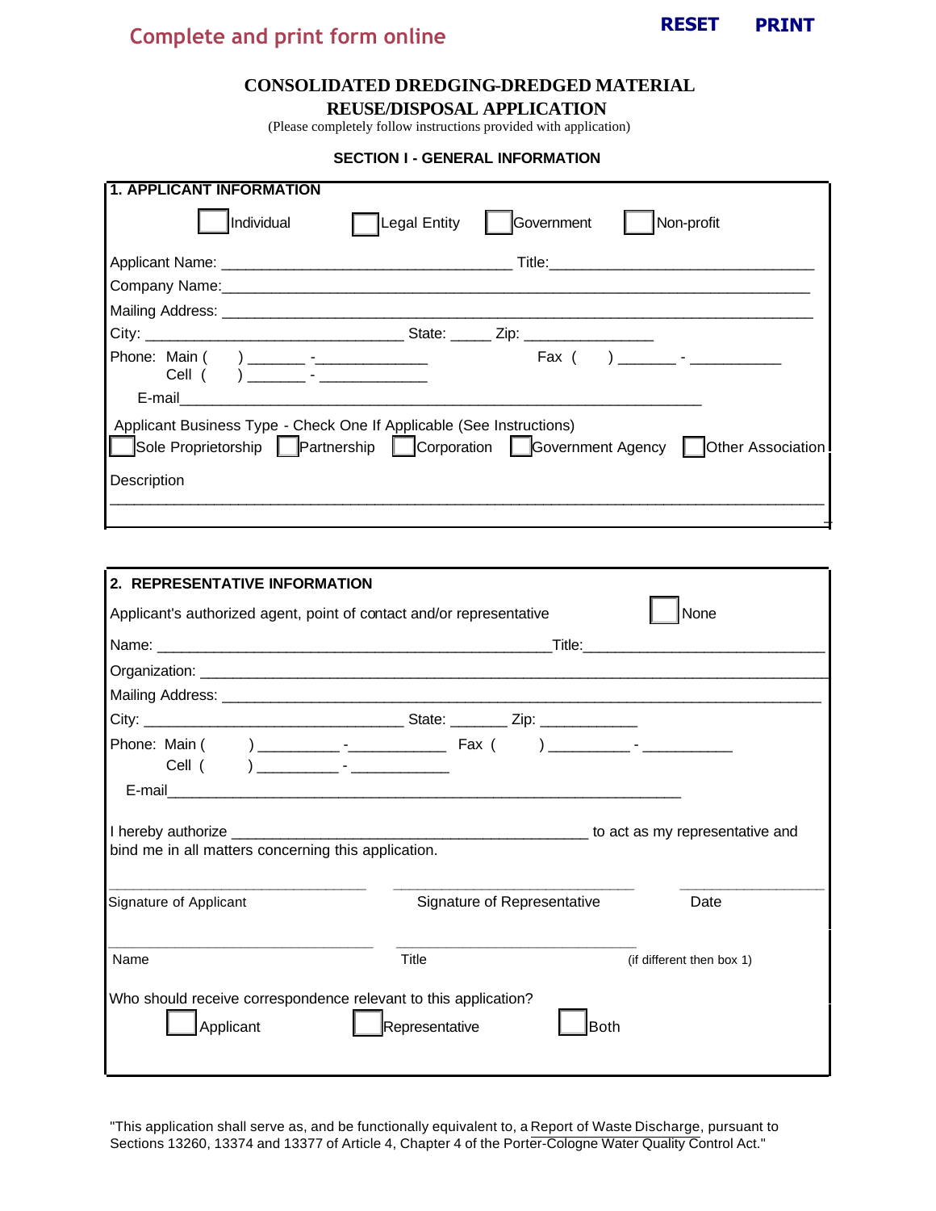Complete and print form online

RESET PRINT

# CONSOLIDATED DREDGING-DREDGED MATERIAL REUSE/DISPOSAL APPLICATION

(Please completely follow instructions provided with application)

## SECTION I - GENERAL INFORMATION

### 1. APPLICANT INFORMATION

☐ Individual ☐ Legal Entity ☐ Government ☐ Non-profit

Applicant Name: ______________________________ Title: ______________________________

Company Name: ______________________________________________________________

Mailing Address: ______________________________________________________________

City: ____________________________ State: _____ Zip: ______________

Phone: Main ( ) _______ - _____________ Fax ( ) _______ - ___________

Cell ( ) _______ - _____________

E-mail ____________________________________________________________

Applicant Business Type - Check One If Applicable (See Instructions)

☐ Sole Proprietorship ☐ Partnership ☐ Corporation ☐ Government Agency ☐ Other Association

Description

______________________________________________________________________________

### 2. REPRESENTATIVE INFORMATION

Applicant's authorized agent, point of contact and/or representative ☐ None

Name: ______________________________________________ Title: ___________________________

Organization: ______________________________________________________________

Mailing Address: ______________________________________________________________

City: ____________________________ State: _______ Zip: ___________

Phone: Main ( ) _________ - ___________ Fax ( ) _________ - ___________

Cell ( ) _________ - ___________

E-mail ____________________________________________________________

I hereby authorize ________________________________________ to act as my representative and bind me in all matters concerning this application.

______________________________ ______________________________ ________________

Signature of Applicant Signature of Representative Date

______________________________ ______________________________

Name Title (if different then box 1)

Who should receive correspondence relevant to this application?

☐ Applicant ☐ Representative ☐ Both

"This application shall serve as, and be functionally equivalent to, a Report of Waste Discharge, pursuant to Sections 13260, 13374 and 13377 of Article 4, Chapter 4 of the Porter-Cologne Water Quality Control Act."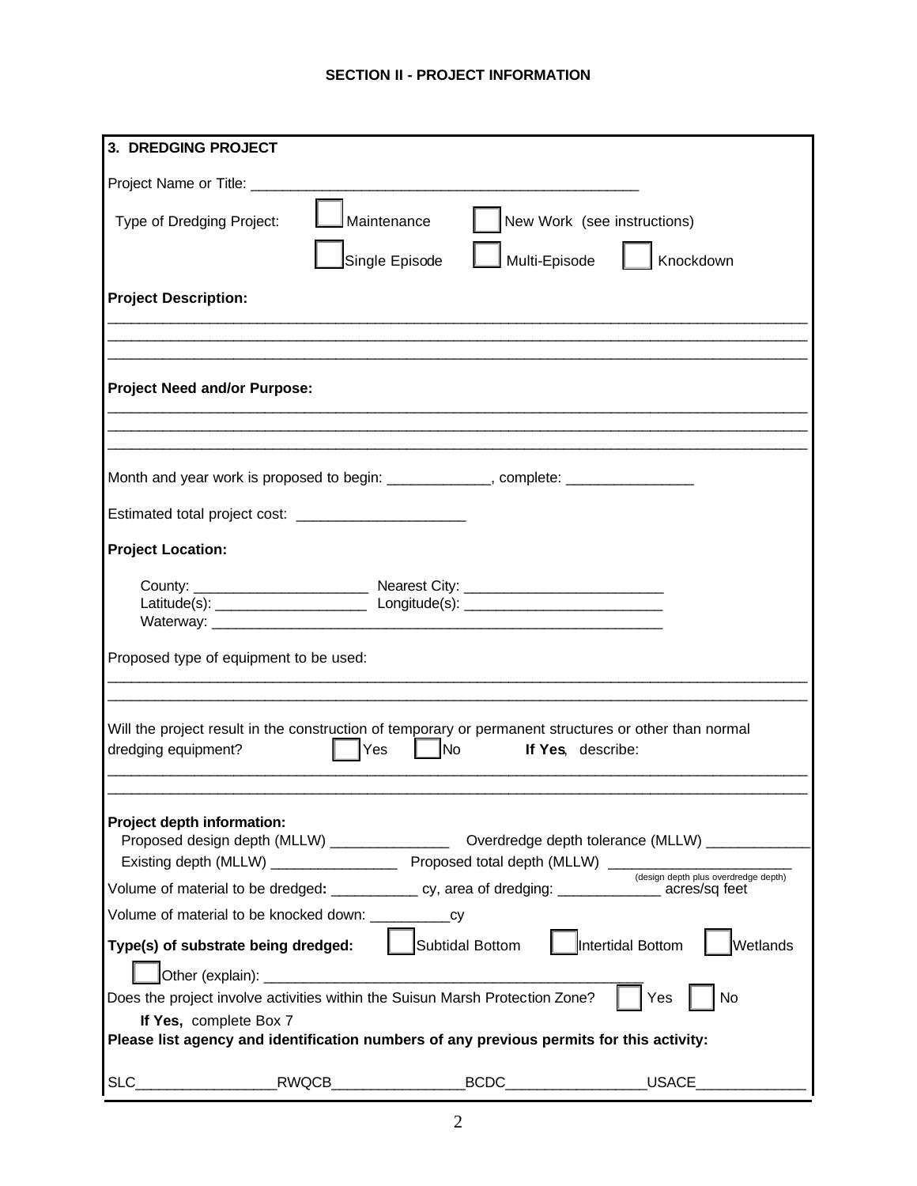## SECTION II - PROJECT INFORMATION

**3. DREDGING PROJECT**

Project Name or Title: ______________________________________________

Type of Dredging Project: ☐ Maintenance ☐ New Work (see instructions)

☐ Single Episode ☐ Multi-Episode ☐ Knockdown

**Project Description:**

_______________________________________________________________________________

_______________________________________________________________________________

_______________________________________________________________________________

**Project Need and/or Purpose:**

_______________________________________________________________________________

_______________________________________________________________________________

_______________________________________________________________________________

Month and year work is proposed to begin: ____________, complete: _______________

Estimated total project cost: ____________________

**Project Location:**

County: _____________________ Nearest City: ________________________

Latitude(s): __________________ Longitude(s): ________________________

Waterway: ______________________________________________________

Proposed type of equipment to be used:

_______________________________________________________________________________

_______________________________________________________________________________

Will the project result in the construction of temporary or permanent structures or other than normal dredging equipment? ☐ Yes ☐ No **If Yes**, describe:

_______________________________________________________________________________

_______________________________________________________________________________

**Project depth information:**

Proposed design depth (MLLW) ______________ Overdredge depth tolerance (MLLW) ____________

Existing depth (MLLW) _______________ Proposed total depth (MLLW) _____________________
(design depth plus overdredge depth)

Volume of material to be dredged**:** __________ cy, area of dredging: ____________ acres/sq feet

Volume of material to be knocked down: __________cy

**Type(s) of substrate being dredged:** ☐ Subtidal Bottom ☐ Intertidal Bottom ☐ Wetlands

☐ Other (explain): ____________________________________________

Does the project involve activities within the Suisun Marsh Protection Zone? ☐ Yes ☐ No

**If Yes,** complete Box 7

**Please list agency and identification numbers of any previous permits for this activity:**

SLC_________________RWQCB________________BCDC_________________USACE_____________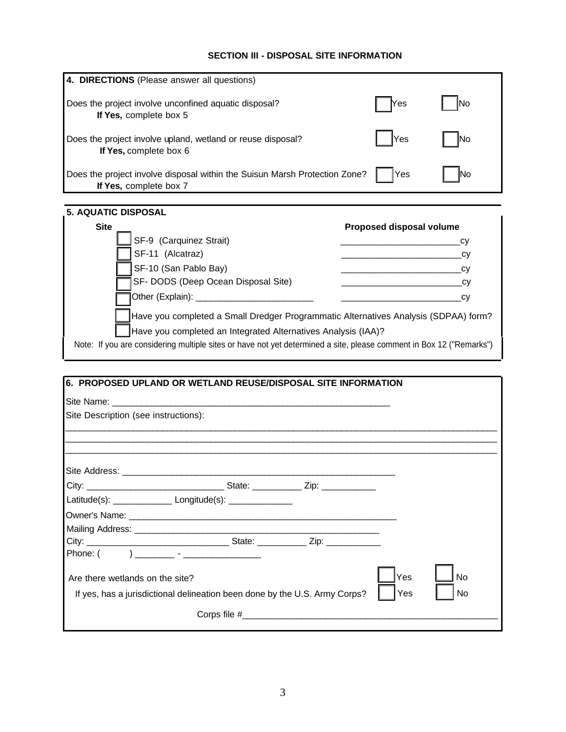## SECTION III - DISPOSAL SITE INFORMATION

**4. DIRECTIONS** (Please answer all questions)

Does the project involve unconfined aquatic disposal? ☐ Yes ☐ No
**If Yes,** complete box 5

Does the project involve upland, wetland or reuse disposal? ☐ Yes ☐ No
**If Yes,** complete box 6

Does the project involve disposal within the Suisun Marsh Protection Zone? ☐ Yes ☐ No
**If Yes,** complete box 7

**5. AQUATIC DISPOSAL**

| **Site** | **Proposed disposal volume** |
|---|---|
| ☐ SF-9 (Carquinez Strait) | ________________________cy |
| ☐ SF-11 (Alcatraz) | ________________________cy |
| ☐ SF-10 (San Pablo Bay) | ________________________cy |
| ☐ SF- DODS (Deep Ocean Disposal Site) | ________________________cy |
| ☐ Other (Explain): ________________________ | ________________________cy |

☐ Have you completed a Small Dredger Programmatic Alternatives Analysis (SDPAA) form?

☐ Have you completed an Integrated Alternatives Analysis (IAA)?

Note: If you are considering multiple sites or have not yet determined a site, please comment in Box 12 ("Remarks")

**6. PROPOSED UPLAND OR WETLAND REUSE/DISPOSAL SITE INFORMATION**

Site Name: ___________________________________________________________

Site Description (see instructions):

_____________________________________________________________________________________________

_____________________________________________________________________________________________

_____________________________________________________________________________________________

Site Address: ___________________________________________________________

City: ____________________________ State: __________ Zip: ___________

Latitude(s): ____________ Longitude(s): _____________

Owner's Name: ___________________________________________________________

Mailing Address: ___________________________________________________

City: ______________________________ State: __________ Zip: ___________

Phone: (          ) ________ - ________________

Are there wetlands on the site? ☐ Yes ☐ No

If yes, has a jurisdictional delineation been done by the U.S. Army Corps? ☐ Yes ☐ No

Corps file #_____________________________________________________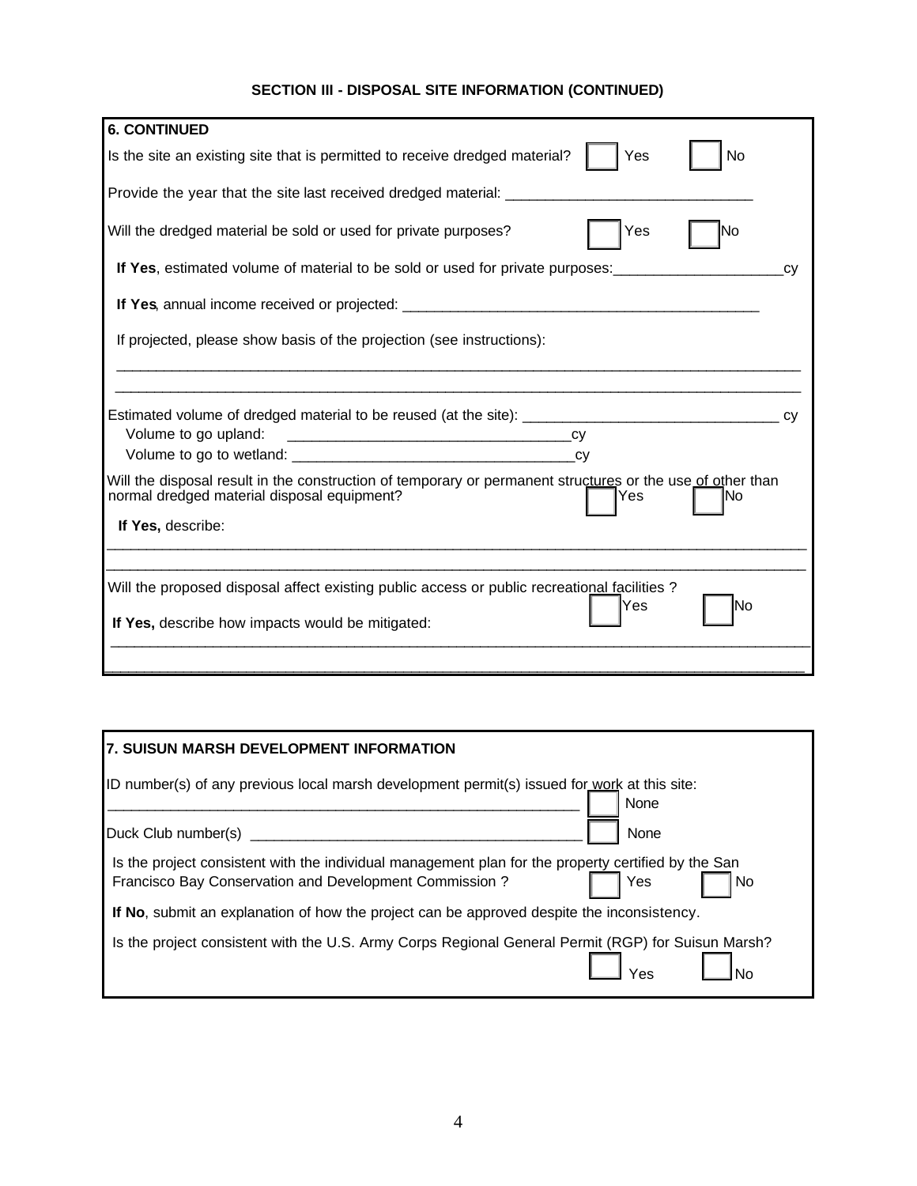**SECTION III - DISPOSAL SITE INFORMATION (CONTINUED)**

**6. CONTINUED**

Is the site an existing site that is permitted to receive dredged material? ☐ Yes ☐ No

Provide the year that the site last received dredged material: ______________________________

Will the dredged material be sold or used for private purposes? ☐ Yes ☐ No

**If Yes**, estimated volume of material to be sold or used for private purposes: ____________________ cy

**If Yes**, annual income received or projected: ____________________________________________

If projected, please show basis of the projection (see instructions):

______________________________________________________________________________________

______________________________________________________________________________________

Estimated volume of dredged material to be reused (at the site): _______________________________ cy

Volume to go upland: ___________________________________ cy

Volume to go to wetland: ___________________________________ cy

Will the disposal result in the construction of temporary or permanent structures or the use of other than normal dredged material disposal equipment? ☐ Yes ☐ No

**If Yes,** describe:

______________________________________________________________________________________

______________________________________________________________________________________

Will the proposed disposal affect existing public access or public recreational facilities ? ☐ Yes ☐ No

**If Yes,** describe how impacts would be mitigated:

______________________________________________________________________________________

______________________________________________________________________________________

**7. SUISUN MARSH DEVELOPMENT INFORMATION**

ID number(s) of any previous local marsh development permit(s) issued for work at this site:

__________________________________________________________ ☐ None

Duck Club number(s) _________________________________________ ☐ None

Is the project consistent with the individual management plan for the property certified by the San Francisco Bay Conservation and Development Commission ? ☐ Yes ☐ No

**If No**, submit an explanation of how the project can be approved despite the inconsistency.

Is the project consistent with the U.S. Army Corps Regional General Permit (RGP) for Suisun Marsh? ☐ Yes ☐ No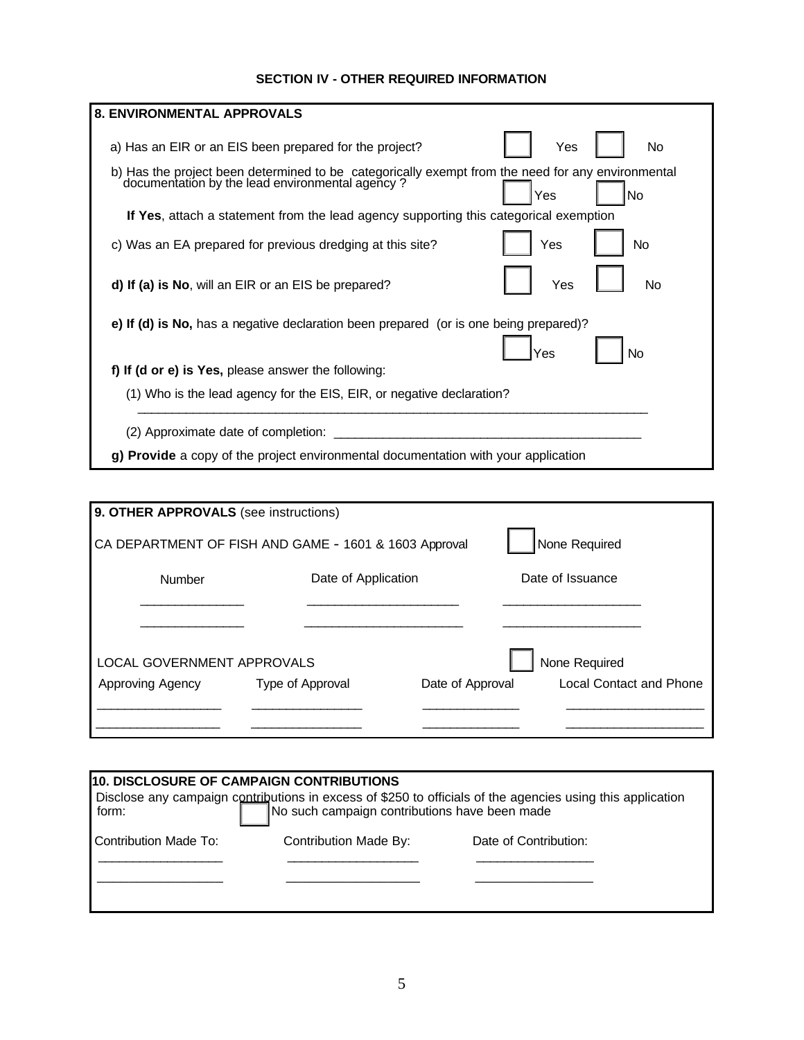## SECTION IV - OTHER REQUIRED INFORMATION

### 8. ENVIRONMENTAL APPROVALS

a) Has an EIR or an EIS been prepared for the project? ☐ Yes ☐ No

b) Has the project been determined to be categorically exempt from the need for any environmental documentation by the lead environmental agency ? ☐ Yes ☐ No

**If Yes**, attach a statement from the lead agency supporting this categorical exemption

c) Was an EA prepared for previous dredging at this site? ☐ Yes ☐ No

**d) If (a) is No**, will an EIR or an EIS be prepared? ☐ Yes ☐ No

**e) If (d) is No,** has a negative declaration been prepared (or is one being prepared)? ☐ Yes ☐ No

**f) If (d or e) is Yes,** please answer the following:

(1) Who is the lead agency for the EIS, EIR, or negative declaration?

___________________________________________________________________________

(2) Approximate date of completion: ____________________________________________

**g) Provide** a copy of the project environmental documentation with your application

### 9. OTHER APPROVALS (see instructions)

CA DEPARTMENT OF FISH AND GAME - 1601 & 1603 Approval ☐ None Required

| Number | Date of Application | Date of Issuance |
|---|---|---|
| _______________ | ______________________ | ____________________ |
| _______________ | ______________________ | ____________________ |

LOCAL GOVERNMENT APPROVALS ☐ None Required

| Approving Agency | Type of Approval | Date of Approval | Local Contact and Phone |
|---|---|---|---|
| __________________ | ________________ | ______________ | ____________________ |
| __________________ | ________________ | ______________ | ____________________ |

### 10. DISCLOSURE OF CAMPAIGN CONTRIBUTIONS

Disclose any campaign contributions in excess of $250 to officials of the agencies using this application form: ☐ No such campaign contributions have been made

| Contribution Made To: | Contribution Made By: | Date of Contribution: |
|---|---|---|
| __________________ | ___________________ | _________________ |
| __________________ | ___________________ | _________________ |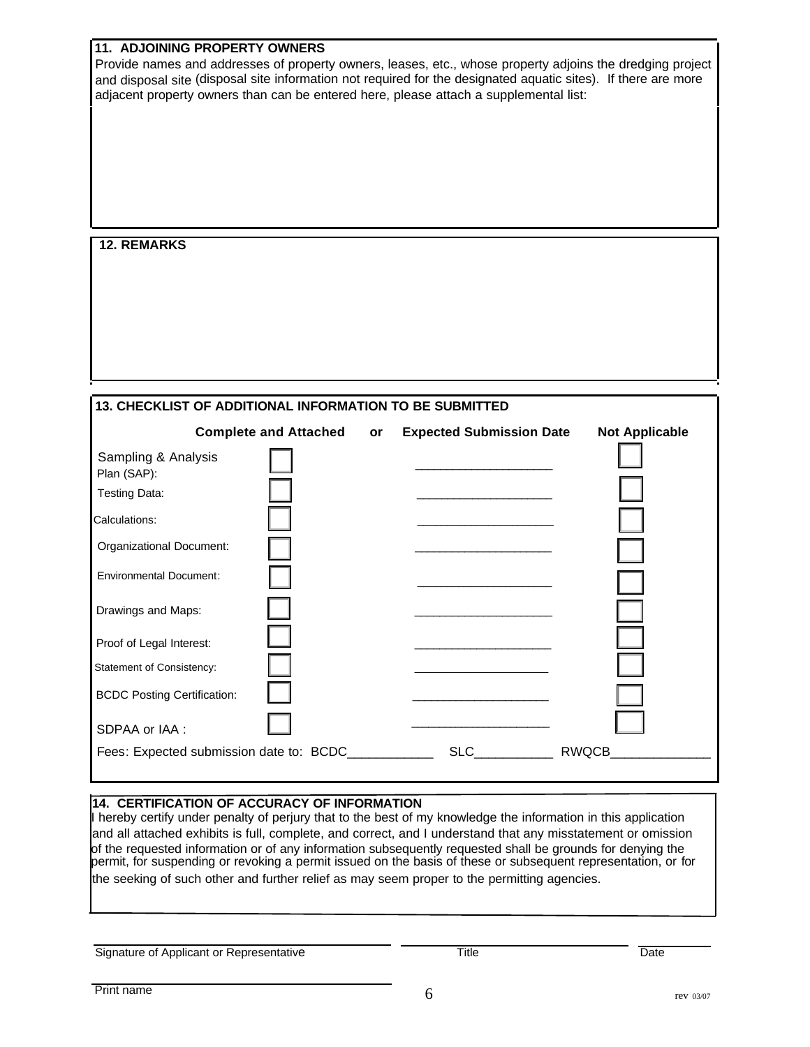**11. ADJOINING PROPERTY OWNERS**

Provide names and addresses of property owners, leases, etc., whose property adjoins the dredging project and disposal site (disposal site information not required for the designated aquatic sites). If there are more adjacent property owners than can be entered here, please attach a supplemental list:

**12. REMARKS**

**13. CHECKLIST OF ADDITIONAL INFORMATION TO BE SUBMITTED**

| | Complete and Attached | or Expected Submission Date | Not Applicable |
|---|---|---|---|
| Sampling & Analysis Plan (SAP): | ☐ | ____________________ | ☐ |
| Testing Data: | ☐ | ____________________ | ☐ |
| Calculations: | ☐ | ____________________ | ☐ |
| Organizational Document: | ☐ | ____________________ | ☐ |
| Environmental Document: | ☐ | ____________________ | ☐ |
| Drawings and Maps: | ☐ | ____________________ | ☐ |
| Proof of Legal Interest: | ☐ | ____________________ | ☐ |
| Statement of Consistency: | ☐ | ____________________ | ☐ |
| BCDC Posting Certification: | ☐ | ____________________ | ☐ |
| SDPAA or IAA : | ☐ | ____________________ | ☐ |

Fees: Expected submission date to: BCDC____________ SLC___________ RWQCB______________

**14. CERTIFICATION OF ACCURACY OF INFORMATION**

I hereby certify under penalty of perjury that to the best of my knowledge the information in this application and all attached exhibits is full, complete, and correct, and I understand that any misstatement or omission of the requested information or of any information subsequently requested shall be grounds for denying the permit, for suspending or revoking a permit issued on the basis of these or subsequent representation, or for the seeking of such other and further relief as may seem proper to the permitting agencies.

| ______________________________ | ______________________________ | __________ |
|---|---|---|
| Signature of Applicant or Representative | Title | Date |

______________________________
Print name

rev 03/07